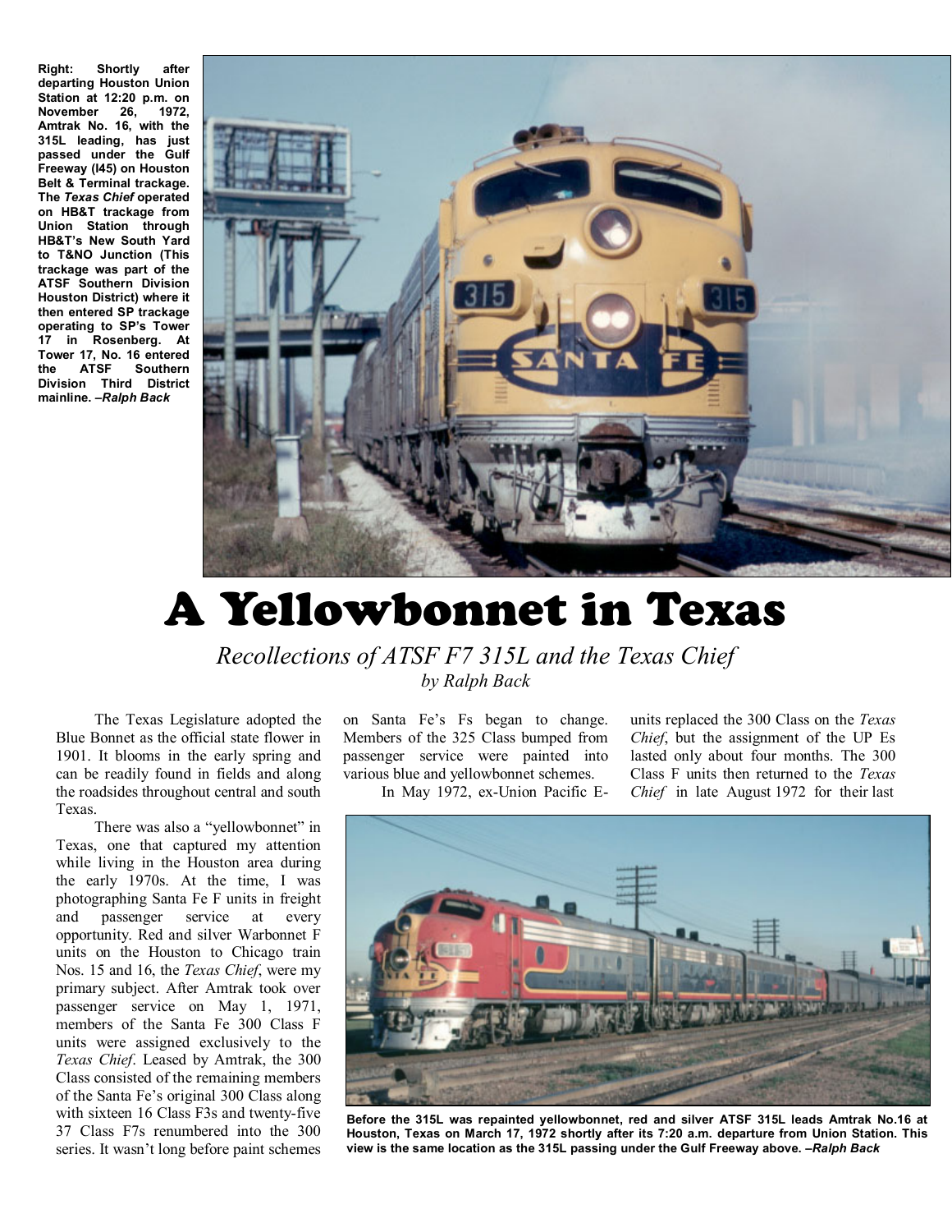**Right: Shortly after departing Houston Union Station at 12:20 p.m. on November 26, 1972, Amtrak No. 16, with the 315L leading, has just passed under the Gulf Freeway (I45) on Houston Belt & Terminal trackage. The *Texas Chief* operated on HB&T trackage from Union Station through HB&T's New South Yard to T&NO Junction (This trackage was part of the ATSF Southern Division Houston District) where it then entered SP trackage operating to SP's Tower 17 in Rosenberg. At Tower 17, No. 16 entered the ATSF Southern Division Third District mainline. *–Ralph Back***

# A Yellowbonnet in Texas

*Recollections of ATSF F7 315L and the Texas Chief*

*by Ralph Back*

The Texas Legislature adopted the Blue Bonnet as the official state flower in 1901. It blooms in the early spring and can be readily found in fields and along the roadsides throughout central and south Texas.

There was also a "yellowbonnet" in Texas, one that captured my attention while living in the Houston area during the early 1970s. At the time, I was photographing Santa Fe F units in freight and passenger service at every opportunity. Red and silver Warbonnet F units on the Houston to Chicago train Nos. 15 and 16, the *Texas Chief*, were my primary subject. After Amtrak took over passenger service on May 1, 1971, members of the Santa Fe 300 Class F units were assigned exclusively to the *Texas Chief*. Leased by Amtrak, the 300 Class consisted of the remaining members of the Santa Fe's original 300 Class along with sixteen 16 Class F3s and twenty-five 37 Class F7s renumbered into the 300 series. It wasn't long before paint schemes on Santa Fe's Fs began to change. Members of the 325 Class bumped from passenger service were painted into various blue and yellowbonnet schemes.

In May 1972, ex-Union Pacific E-units replaced the 300 Class on the *Texas Chief*, but the assignment of the UP Es lasted only about four months. The 300 Class F units then returned to the *Texas Chief* in late August 1972 for their last

**Before the 315L was repainted yellowbonnet, red and silver ATSF 315L leads Amtrak No.16 at Houston, Texas on March 17, 1972 shortly after its 7:20 a.m. departure from Union Station. This view is the same location as the 315L passing under the Gulf Freeway above. *–Ralph Back***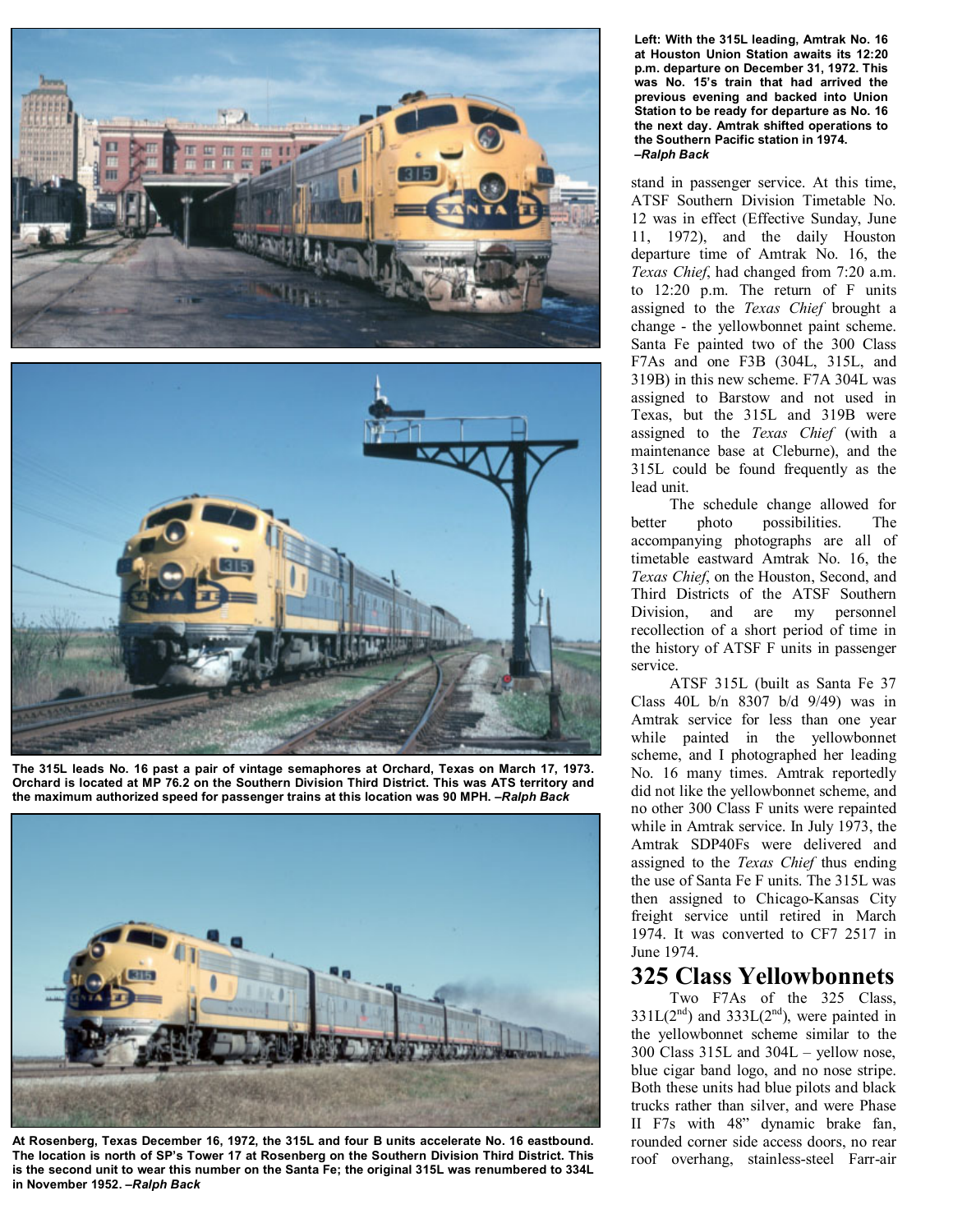Left: **With the 315L leading, Amtrak No. 16 at Houston Union Station awaits its 12:20 p.m. departure on December 31, 1972. This was No. 15's train that had arrived the previous evening and backed into Union Station to be ready for departure as No. 16 the next day. Amtrak shifted operations to the Southern Pacific station in 1974. *–Ralph Back***

**The 315L leads No. 16 past a pair of vintage semaphores at Orchard, Texas on March 17, 1973. Orchard is located at MP 76.2 on the Southern Division Third District. This was ATS territory and the maximum authorized speed for passenger trains at this location was 90 MPH. *–Ralph Back***

**At Rosenberg, Texas December 16, 1972, the 315L and four B units accelerate No. 16 eastbound. The location is north of SP's Tower 17 at Rosenberg on the Southern Division Third District. This is the second unit to wear this number on the Santa Fe; the original 315L was renumbered to 334L in November 1952. *–Ralph Back***

stand in passenger service. At this time, ATSF Southern Division Timetable No. 12 was in effect (Effective Sunday, June 11, 1972), and the daily Houston departure time of Amtrak No. 16, the *Texas Chief*, had changed from 7:20 a.m. to 12:20 p.m. The return of F units assigned to the *Texas Chief* brought a change - the yellowbonnet paint scheme. Santa Fe painted two of the 300 Class F7As and one F3B (304L, 315L, and 319B) in this new scheme. F7A 304L was assigned to Barstow and not used in Texas, but the 315L and 319B were assigned to the *Texas Chief* (with a maintenance base at Cleburne), and the 315L could be found frequently as the lead unit.

The schedule change allowed for better photo possibilities. The accompanying photographs are all of timetable eastward Amtrak No. 16, the *Texas Chief*, on the Houston, Second, and Third Districts of the ATSF Southern Division, and are my personnel recollection of a short period of time in the history of ATSF F units in passenger service.

ATSF 315L (built as Santa Fe 37 Class 40L b/n 8307 b/d 9/49) was in Amtrak service for less than one year while painted in the yellowbonnet scheme, and I photographed her leading No. 16 many times. Amtrak reportedly did not like the yellowbonnet scheme, and no other 300 Class F units were repainted while in Amtrak service. In July 1973, the Amtrak SDP40Fs were delivered and assigned to the *Texas Chief* thus ending the use of Santa Fe F units. The 315L was then assigned to Chicago-Kansas City freight service until retired in March 1974. It was converted to CF7 2517 in June 1974.

## 325 Class Yellowbonnets

Two F7As of the 325 Class, 331L(2nd) and 333L(2nd), were painted in the yellowbonnet scheme similar to the 300 Class 315L and 304L – yellow nose, blue cigar band logo, and no nose stripe. Both these units had blue pilots and black trucks rather than silver, and were Phase II F7s with 48" dynamic brake fan, rounded corner side access doors, no rear roof overhang, stainless-steel Farr-air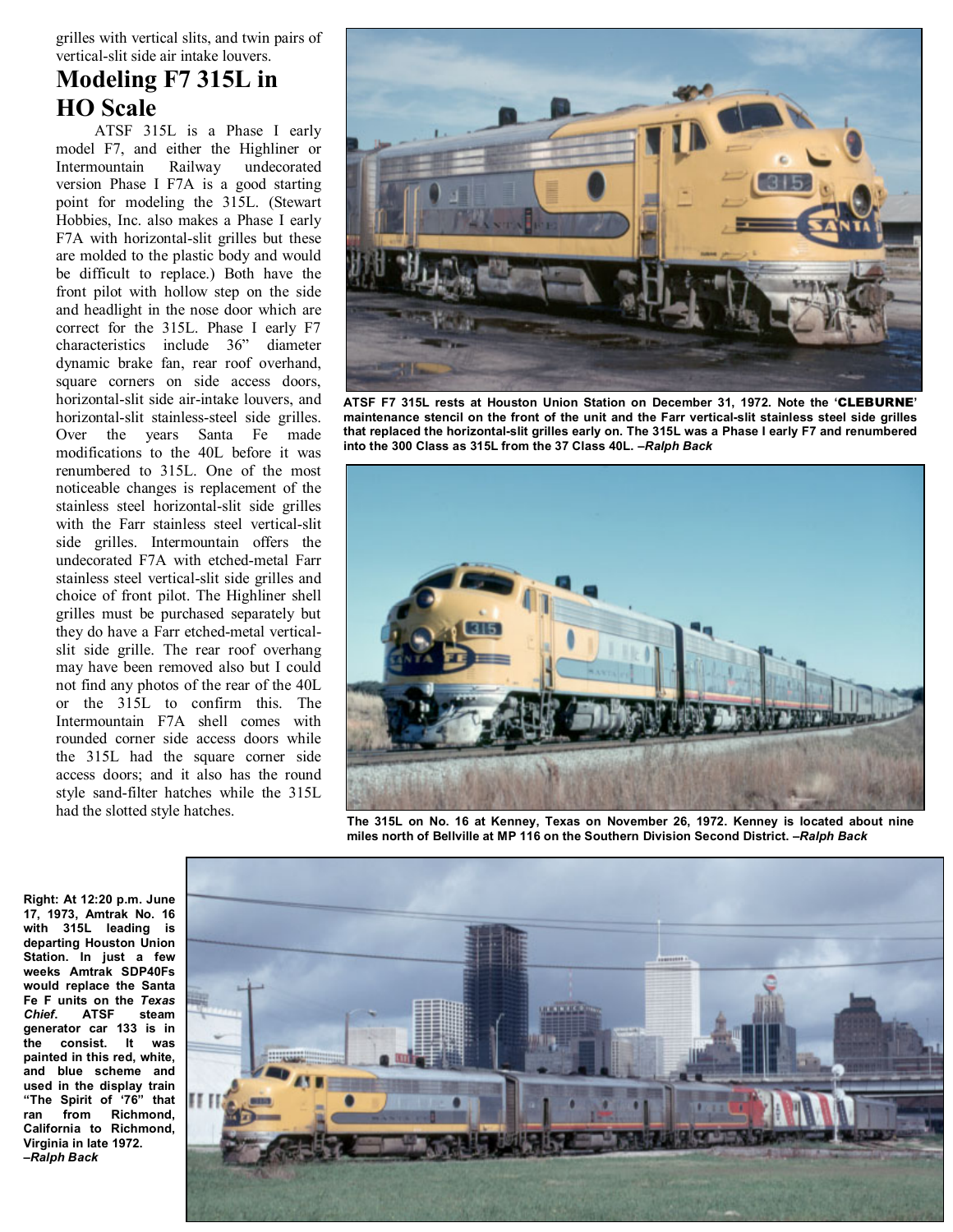grilles with vertical slits, and twin pairs of vertical-slit side air intake louvers.

## Modeling F7 315L in HO Scale

ATSF 315L is a Phase I early model F7, and either the Highliner or Intermountain Railway undecorated version Phase I F7A is a good starting point for modeling the 315L. (Stewart Hobbies, Inc. also makes a Phase I early F7A with horizontal-slit grilles but these are molded to the plastic body and would be difficult to replace.) Both have the front pilot with hollow step on the side and headlight in the nose door which are correct for the 315L. Phase I early F7 characteristics include 36" diameter dynamic brake fan, rear roof overhand, square corners on side access doors, horizontal-slit side air-intake louvers, and horizontal-slit stainless-steel side grilles. Over the years Santa Fe made modifications to the 40L before it was renumbered to 315L. One of the most noticeable changes is replacement of the stainless steel horizontal-slit side grilles with the Farr stainless steel vertical-slit side grilles. Intermountain offers the undecorated F7A with etched-metal Farr stainless steel vertical-slit side grilles and choice of front pilot. The Highliner shell grilles must be purchased separately but they do have a Farr etched-metal vertical-slit side grille. The rear roof overhang may have been removed also but I could not find any photos of the rear of the 40L or the 315L to confirm this. The Intermountain F7A shell comes with rounded corner side access doors while the 315L had the square corner side access doors; and it also has the round style sand-filter hatches while the 315L had the slotted style hatches.

**ATSF F7 315L rests at Houston Union Station on December 31, 1972. Note the 'CLEBURNE' maintenance stencil on the front of the unit and the Farr vertical-slit stainless steel side grilles that replaced the horizontal-slit grilles early on. The 315L was a Phase I early F7 and renumbered into the 300 Class as 315L from the 37 Class 40L. –*Ralph Back***

**The 315L on No. 16 at Kenney, Texas on November 26, 1972. Kenney is located about nine miles north of Bellville at MP 116 on the Southern Division Second District. –*Ralph Back***

**Right: At 12:20 p.m. June 17, 1973, Amtrak No. 16 with 315L leading is departing Houston Union Station. In just a few weeks Amtrak SDP40Fs would replace the Santa Fe F units on the *Texas Chief*. ATSF steam generator car 133 is in the consist. It was painted in this red, white, and blue scheme and used in the display train "The Spirit of '76" that ran from Richmond, California to Richmond, Virginia in late 1972. –*Ralph Back***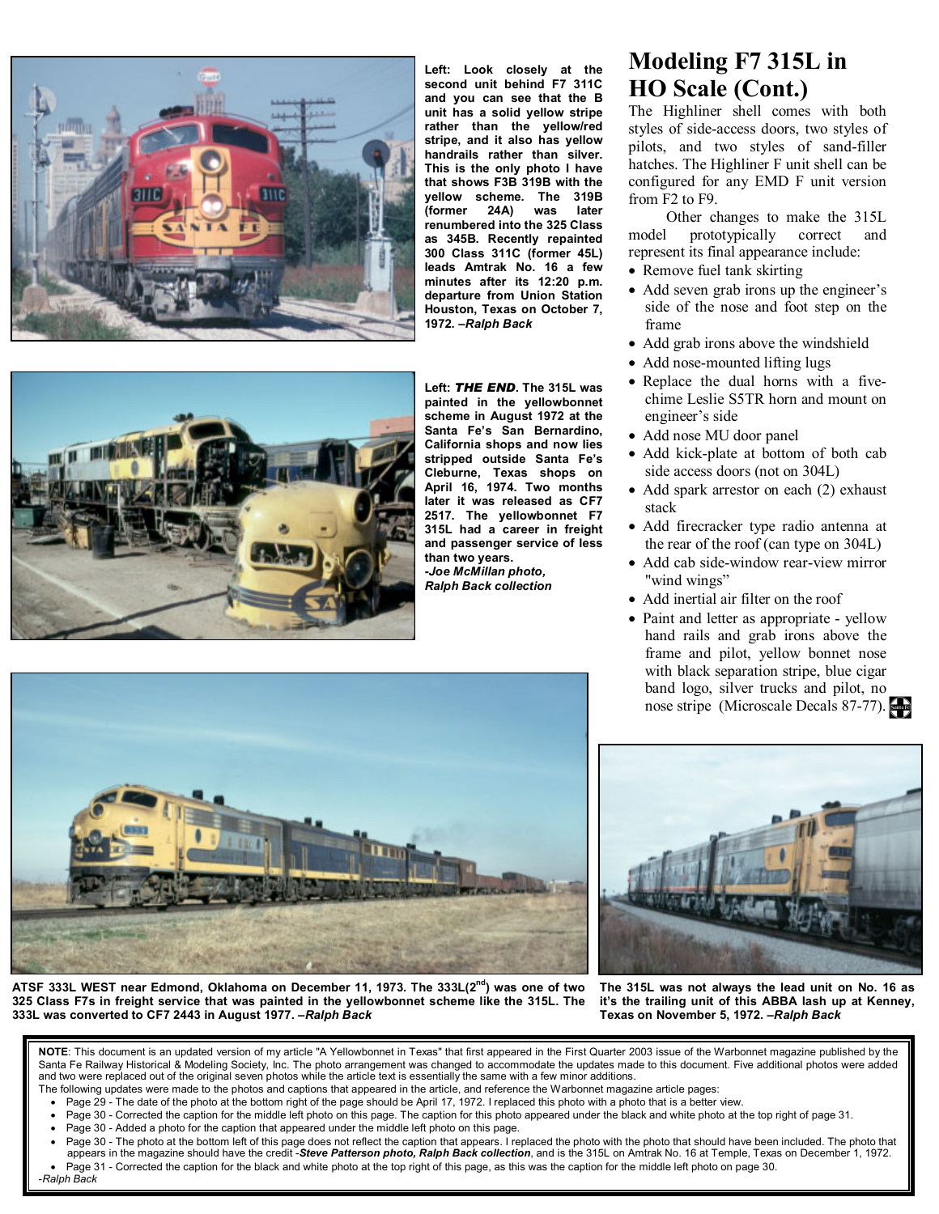Left: Look closely at the second unit behind F7 311C and you can see that the B unit has a solid yellow stripe rather than the yellow/red stripe, and it also has yellow handrails rather than silver. This is the only photo I have that shows F3B 319B with the yellow scheme. The 319B (former 24A) was later renumbered into the 325 Class as 345B. Recently repainted 300 Class 311C (former 45L) leads Amtrak No. 16 a few minutes after its 12:20 p.m. departure from Union Station Houston, Texas on October 7, 1972. *–Ralph Back*

Left: ***THE END***. The 315L was painted in the yellowbonnet scheme in August 1972 at the Santa Fe's San Bernardino, California shops and now lies stripped outside Santa Fe's Cleburne, Texas shops on April 16, 1974. Two months later it was released as CF7 2517. The yellowbonnet F7 315L had a career in freight and passenger service of less than two years. *-Joe McMillan photo, Ralph Back collection*

# Modeling F7 315L in HO Scale (Cont.)

The Highliner shell comes with both styles of side-access doors, two styles of pilots, and two styles of sand-filler hatches. The Highliner F unit shell can be configured for any EMD F unit version from F2 to F9.

Other changes to make the 315L model prototypically correct and represent its final appearance include:

- Remove fuel tank skirting
- Add seven grab irons up the engineer's side of the nose and foot step on the frame
- Add grab irons above the windshield
- Add nose-mounted lifting lugs
- Replace the dual horns with a five-chime Leslie S5TR horn and mount on engineer's side
- Add nose MU door panel
- Add kick-plate at bottom of both cab side access doors (not on 304L)
- Add spark arrestor on each (2) exhaust stack
- Add firecracker type radio antenna at the rear of the roof (can type on 304L)
- Add cab side-window rear-view mirror "wind wings"
- Add inertial air filter on the roof
- Paint and letter as appropriate - yellow hand rails and grab irons above the frame and pilot, yellow bonnet nose with black separation stripe, blue cigar band logo, silver trucks and pilot, no nose stripe (Microscale Decals 87-77).

ATSF 333L WEST near Edmond, Oklahoma on December 11, 1973. The 333L(2[nd]) was one of two 325 Class F7s in freight service that was painted in the yellowbonnet scheme like the 315L. The 333L was converted to CF7 2443 in August 1977. *–Ralph Back*

The 315L was not always the lead unit on No. 16 as it's the trailing unit of this ABBA lash up at Kenney, Texas on November 5, 1972. *–Ralph Back*

**NOTE**: This document is an updated version of my article "A Yellowbonnet in Texas" that first appeared in the First Quarter 2003 issue of the Warbonnet magazine published by the Santa Fe Railway Historical & Modeling Society, Inc. The photo arrangement was changed to accommodate the updates made to this document. Five additional photos were added and two were replaced out of the original seven photos while the article text is essentially the same with a few minor additions.

The following updates were made to the photos and captions that appeared in the article, and reference the Warbonnet magazine article pages:

- Page 29 - The date of the photo at the bottom right of the page should be April 17, 1972. I replaced this photo with a photo that is a better view.
- Page 30 - Corrected the caption for the middle left photo on this page. The caption for this photo appeared under the black and white photo at the top right of page 31.
- Page 30 - Added a photo for the caption that appeared under the middle left photo on this page.
- Page 30 - The photo at the bottom left of this page does not reflect the caption that appears. I replaced the photo with the photo that should have been included. The photo that appears in the magazine should have the credit ***-Steve Patterson photo, Ralph Back collection***, and is the 315L on Amtrak No. 16 at Temple, Texas on December 1, 1972.
- Page 31 - Corrected the caption for the black and white photo at the top right of this page, as this was the caption for the middle left photo on page 30.

*-Ralph Back*